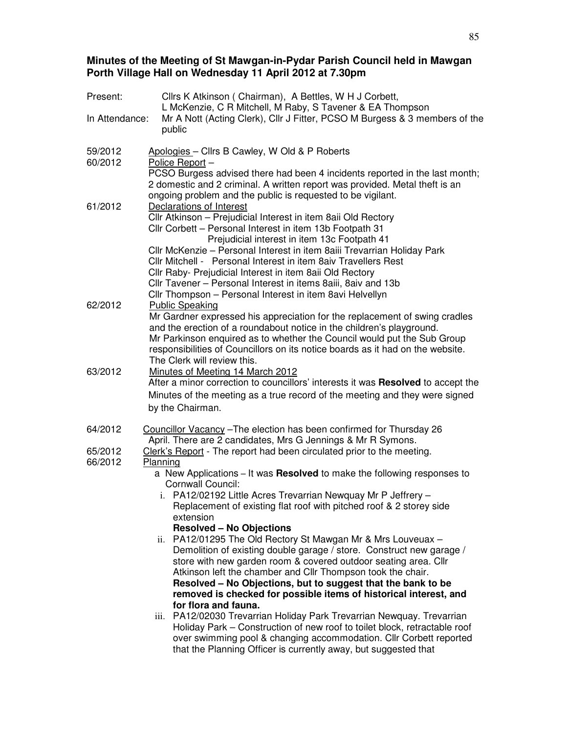**Minutes of the Meeting of St Mawgan-in-Pydar Parish Council held in Mawgan Porth Village Hall on Wednesday 11 April 2012 at 7.30pm**

Present: Cllrs K Atkinson ( Chairman), A Bettles, W H J Corbett, L McKenzie, C R Mitchell, M Raby, S Tavener & EA Thompson

In Attendance: Mr A Nott (Acting Clerk), Cllr J Fitter, PCSO M Burgess & 3 members of the public

59/2012 Apologies – Cllrs B Cawley, W Old & P Roberts

60/2012 Police Report –
PCSO Burgess advised there had been 4 incidents reported in the last month; 2 domestic and 2 criminal. A written report was provided. Metal theft is an ongoing problem and the public is requested to be vigilant.

61/2012 Declarations of Interest
Cllr Atkinson – Prejudicial Interest in item 8aii Old Rectory
Cllr Corbett – Personal Interest in item 13b Footpath 31
Prejudicial interest in item 13c Footpath 41
Cllr McKenzie – Personal Interest in item 8aiii Trevarrian Holiday Park
Cllr Mitchell - Personal Interest in item 8aiv Travellers Rest
Cllr Raby- Prejudicial Interest in item 8aii Old Rectory
Cllr Tavener – Personal Interest in items 8aiii, 8aiv and 13b
Cllr Thompson – Personal Interest in item 8avi Helvellyn

62/2012 Public Speaking
Mr Gardner expressed his appreciation for the replacement of swing cradles and the erection of a roundabout notice in the children's playground.
Mr Parkinson enquired as to whether the Council would put the Sub Group responsibilities of Councillors on its notice boards as it had on the website. The Clerk will review this.

63/2012 Minutes of Meeting 14 March 2012
After a minor correction to councillors' interests it was **Resolved** to accept the Minutes of the meeting as a true record of the meeting and they were signed by the Chairman.

64/2012 Councillor Vacancy –The election has been confirmed for Thursday 26 April. There are 2 candidates, Mrs G Jennings & Mr R Symons.

65/2012 Clerk's Report - The report had been circulated prior to the meeting.

66/2012 Planning

a New Applications – It was **Resolved** to make the following responses to Cornwall Council:

i. PA12/02192 Little Acres Trevarrian Newquay Mr P Jeffrery – Replacement of existing flat roof with pitched roof & 2 storey side extension
**Resolved – No Objections**

ii. PA12/01295 The Old Rectory St Mawgan Mr & Mrs Louveuax – Demolition of existing double garage / store. Construct new garage / store with new garden room & covered outdoor seating area. Cllr Atkinson left the chamber and Cllr Thompson took the chair.
**Resolved – No Objections, but to suggest that the bank to be removed is checked for possible items of historical interest, and for flora and fauna.**

iii. PA12/02030 Trevarrian Holiday Park Trevarrian Newquay. Trevarrian Holiday Park – Construction of new roof to toilet block, retractable roof over swimming pool & changing accommodation. Cllr Corbett reported that the Planning Officer is currently away, but suggested that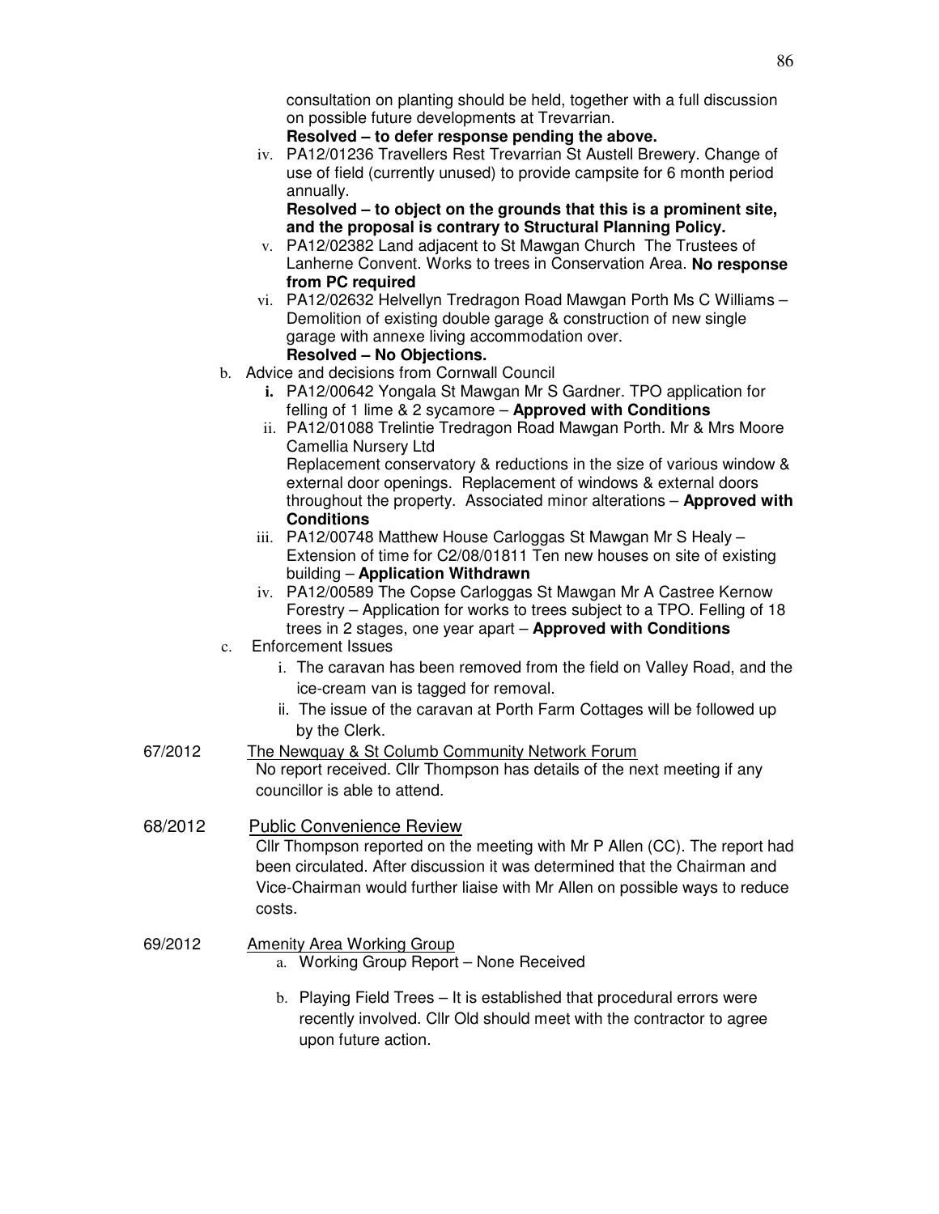consultation on planting should be held, together with a full discussion on possible future developments at Trevarrian.
**Resolved – to defer response pending the above.**

iv. PA12/01236 Travellers Rest Trevarrian St Austell Brewery. Change of use of field (currently unused) to provide campsite for 6 month period annually.
**Resolved – to object on the grounds that this is a prominent site, and the proposal is contrary to Structural Planning Policy.**

v. PA12/02382 Land adjacent to St Mawgan Church The Trustees of Lanherne Convent. Works to trees in Conservation Area. **No response from PC required**

vi. PA12/02632 Helvellyn Tredragon Road Mawgan Porth Ms C Williams – Demolition of existing double garage & construction of new single garage with annexe living accommodation over.
**Resolved – No Objections.**

b. Advice and decisions from Cornwall Council

**i.** PA12/00642 Yongala St Mawgan Mr S Gardner. TPO application for felling of 1 lime & 2 sycamore – **Approved with Conditions**

ii. PA12/01088 Trelintie Tredragon Road Mawgan Porth. Mr & Mrs Moore Camellia Nursery Ltd
Replacement conservatory & reductions in the size of various window & external door openings. Replacement of windows & external doors throughout the property. Associated minor alterations – **Approved with Conditions**

iii. PA12/00748 Matthew House Carloggas St Mawgan Mr S Healy – Extension of time for C2/08/01811 Ten new houses on site of existing building – **Application Withdrawn**

iv. PA12/00589 The Copse Carloggas St Mawgan Mr A Castree Kernow Forestry – Application for works to trees subject to a TPO. Felling of 18 trees in 2 stages, one year apart – **Approved with Conditions**

c. Enforcement Issues

i. The caravan has been removed from the field on Valley Road, and the ice-cream van is tagged for removal.

ii. The issue of the caravan at Porth Farm Cottages will be followed up by the Clerk.

67/2012 The Newquay & St Columb Community Network Forum

No report received. Cllr Thompson has details of the next meeting if any councillor is able to attend.

68/2012 Public Convenience Review

Cllr Thompson reported on the meeting with Mr P Allen (CC). The report had been circulated. After discussion it was determined that the Chairman and Vice-Chairman would further liaise with Mr Allen on possible ways to reduce costs.

69/2012 Amenity Area Working Group

a. Working Group Report – None Received

b. Playing Field Trees – It is established that procedural errors were recently involved. Cllr Old should meet with the contractor to agree upon future action.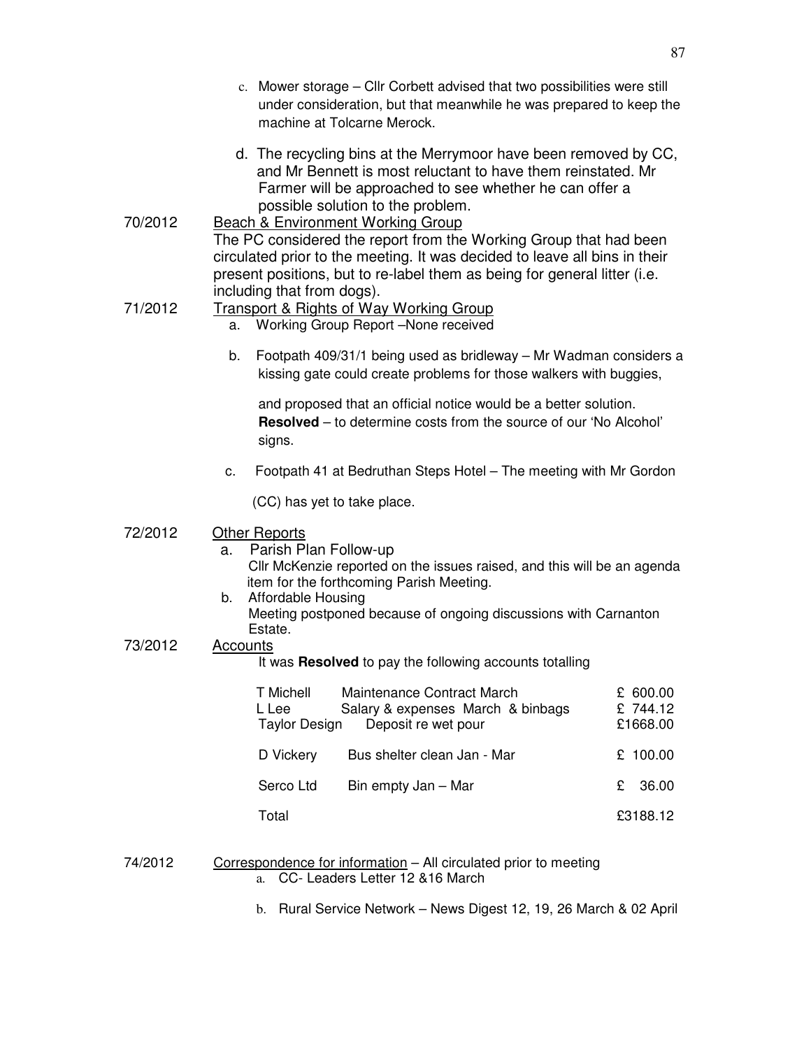c. Mower storage – Cllr Corbett advised that two possibilities were still under consideration, but that meanwhile he was prepared to keep the machine at Tolcarne Merock.

d. The recycling bins at the Merrymoor have been removed by CC, and Mr Bennett is most reluctant to have them reinstated. Mr Farmer will be approached to see whether he can offer a possible solution to the problem.

70/2012 <u>Beach & Environment Working Group</u>

The PC considered the report from the Working Group that had been circulated prior to the meeting. It was decided to leave all bins in their present positions, but to re-label them as being for general litter (i.e. including that from dogs).

71/2012 <u>Transport & Rights of Way Working Group</u>

a. Working Group Report –None received

b. Footpath 409/31/1 being used as bridleway – Mr Wadman considers a kissing gate could create problems for those walkers with buggies,

and proposed that an official notice would be a better solution. **Resolved** – to determine costs from the source of our 'No Alcohol' signs.

c. Footpath 41 at Bedruthan Steps Hotel – The meeting with Mr Gordon

(CC) has yet to take place.

72/2012 <u>Other Reports</u>

a. Parish Plan Follow-up
Cllr McKenzie reported on the issues raised, and this will be an agenda item for the forthcoming Parish Meeting.

b. Affordable Housing
Meeting postponed because of ongoing discussions with Carnanton Estate.

73/2012 <u>Accounts</u>

It was **Resolved** to pay the following accounts totalling

| | | |
|---|---|---|
| T Michell | Maintenance Contract March | £ 600.00 |
| L Lee | Salary & expenses March & binbags | £ 744.12 |
| Taylor Design | Deposit re wet pour | £1668.00 |
| D Vickery | Bus shelter clean Jan - Mar | £ 100.00 |
| Serco Ltd | Bin empty Jan – Mar | £ 36.00 |
| Total | | £3188.12 |

74/2012 <u>Correspondence for information</u> – All circulated prior to meeting

a. CC- Leaders Letter 12 &16 March

b. Rural Service Network – News Digest 12, 19, 26 March & 02 April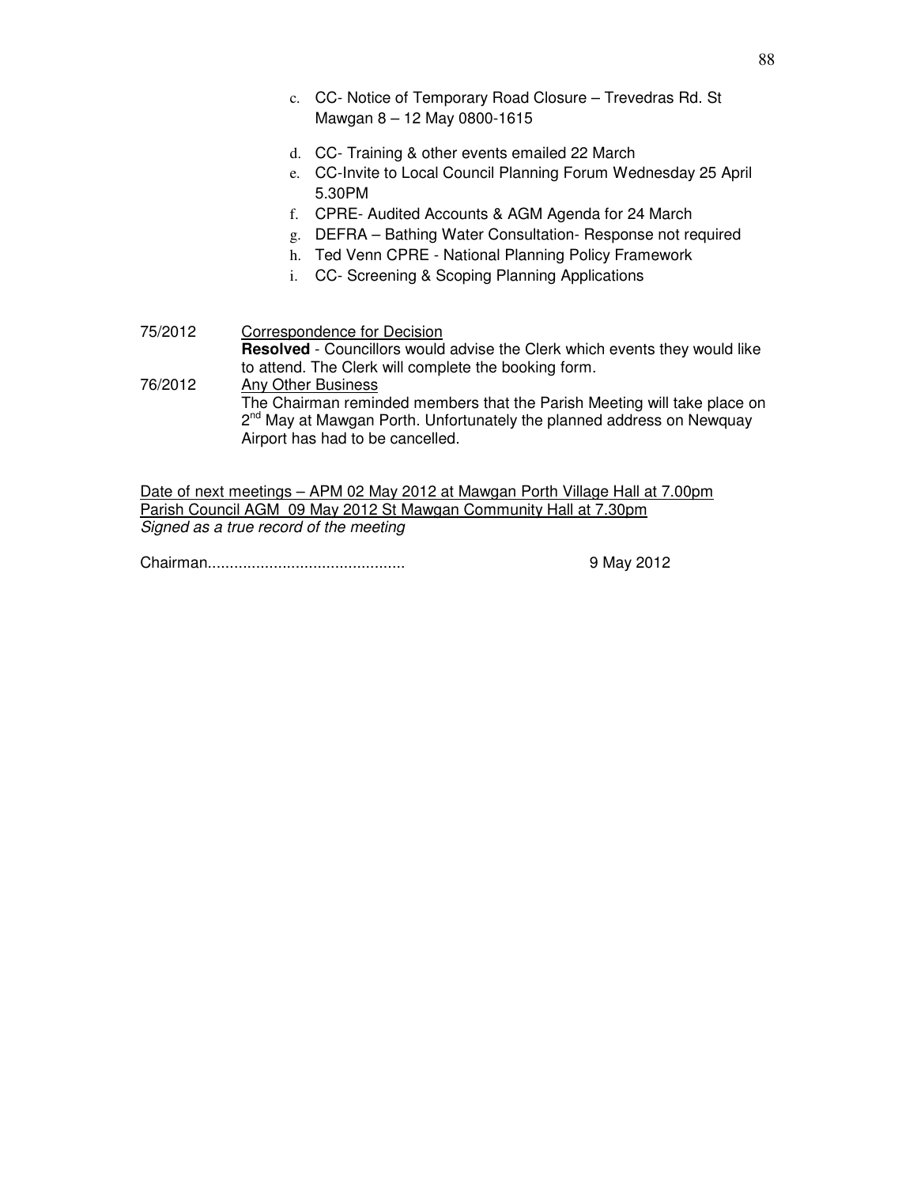c. CC- Notice of Temporary Road Closure – Trevedras Rd. St Mawgan 8 – 12 May 0800-1615
d. CC- Training & other events emailed 22 March
e. CC-Invite to Local Council Planning Forum Wednesday 25 April 5.30PM
f. CPRE- Audited Accounts & AGM Agenda for 24 March
g. DEFRA – Bathing Water Consultation- Response not required
h. Ted Venn CPRE - National Planning Policy Framework
i. CC- Screening & Scoping Planning Applications

75/2012 Correspondence for Decision

**Resolved** - Councillors would advise the Clerk which events they would like to attend. The Clerk will complete the booking form.

76/2012 Any Other Business

The Chairman reminded members that the Parish Meeting will take place on 2nd May at Mawgan Porth. Unfortunately the planned address on Newquay Airport has had to be cancelled.

Date of next meetings – APM 02 May 2012 at Mawgan Porth Village Hall at 7.00pm
Parish Council AGM 09 May 2012 St Mawgan Community Hall at 7.30pm
*Signed as a true record of the meeting*

Chairman............................................ 9 May 2012